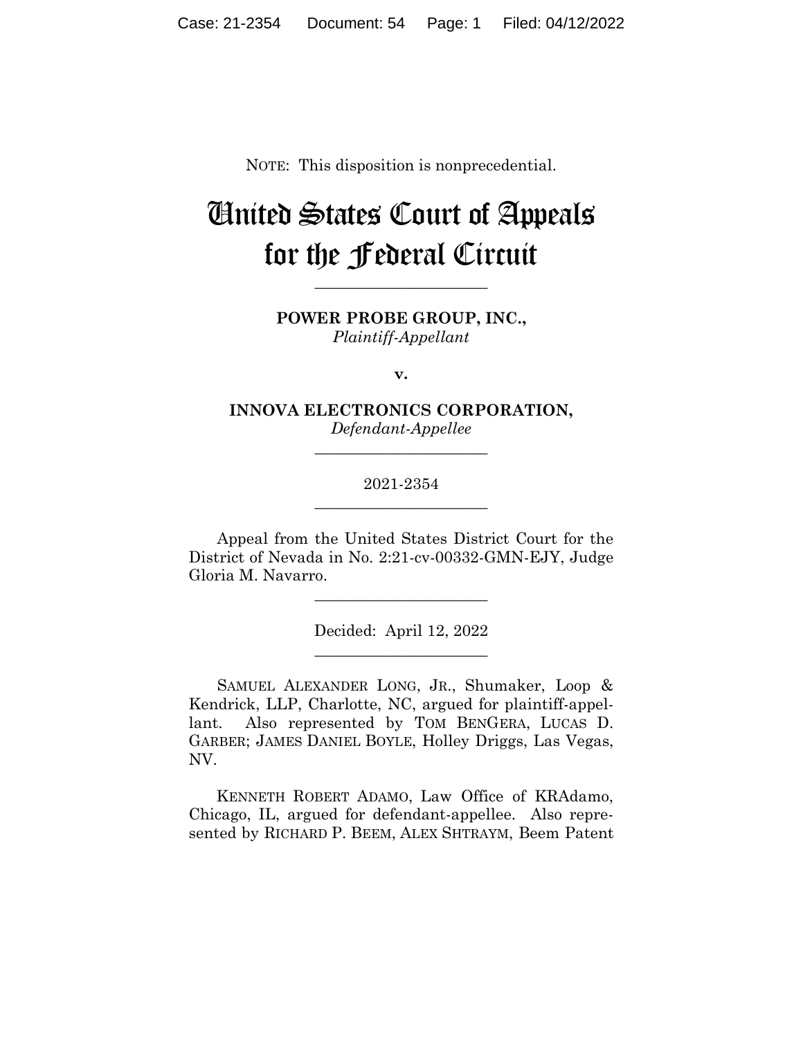NOTE: This disposition is nonprecedential.

# United States Court of Appeals for the Federal Circuit

______________________

**POWER PROBE GROUP, INC.,**
*Plaintiff-Appellant*

**v.**

**INNOVA ELECTRONICS CORPORATION,**
*Defendant-Appellee*

______________________

2021-2354

______________________

Appeal from the United States District Court for the District of Nevada in No. 2:21-cv-00332-GMN-EJY, Judge Gloria M. Navarro.

______________________

Decided: April 12, 2022

______________________

SAMUEL ALEXANDER LONG, JR., Shumaker, Loop & Kendrick, LLP, Charlotte, NC, argued for plaintiff-appellant. Also represented by TOM BENGERA, LUCAS D. GARBER; JAMES DANIEL BOYLE, Holley Driggs, Las Vegas, NV.

KENNETH ROBERT ADAMO, Law Office of KRAdamo, Chicago, IL, argued for defendant-appellee. Also represented by RICHARD P. BEEM, ALEX SHTRAYM, Beem Patent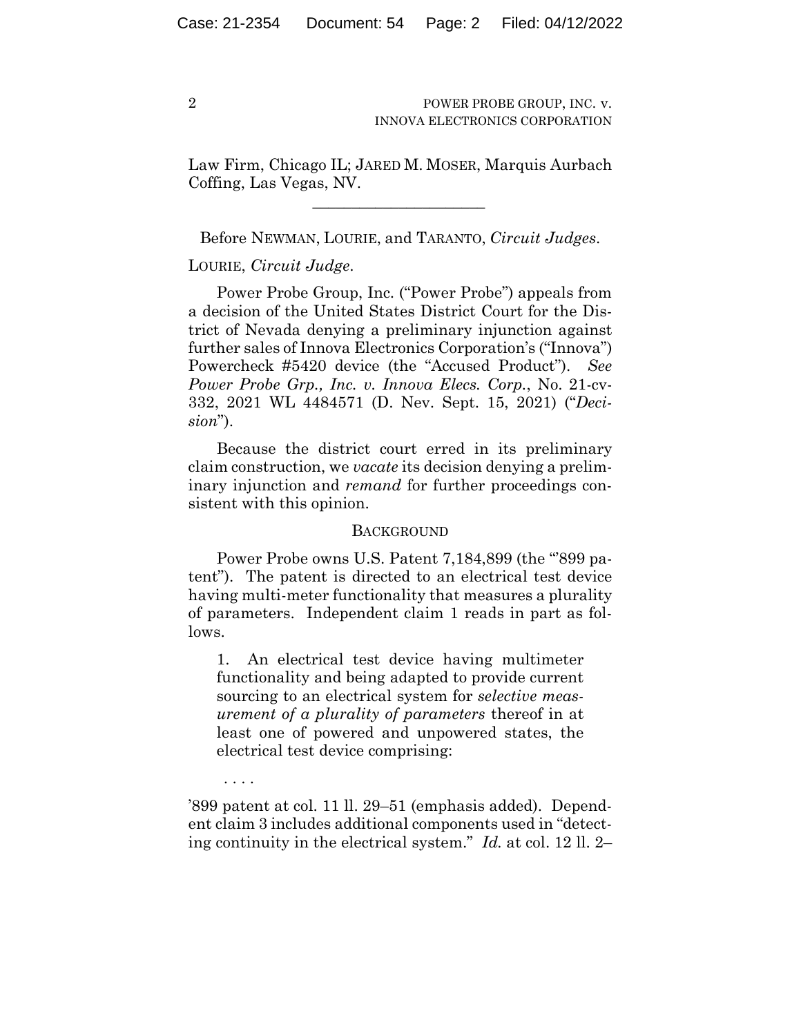Law Firm, Chicago IL; JARED M. MOSER, Marquis Aurbach Coffing, Las Vegas, NV.

______________________

Before NEWMAN, LOURIE, and TARANTO, *Circuit Judges*.

LOURIE, *Circuit Judge*.

Power Probe Group, Inc. ("Power Probe") appeals from a decision of the United States District Court for the District of Nevada denying a preliminary injunction against further sales of Innova Electronics Corporation's ("Innova") Powercheck #5420 device (the "Accused Product"). *See Power Probe Grp., Inc. v. Innova Elecs. Corp.*, No. 21-cv-332, 2021 WL 4484571 (D. Nev. Sept. 15, 2021) ("*Decision*").

Because the district court erred in its preliminary claim construction, we *vacate* its decision denying a preliminary injunction and *remand* for further proceedings consistent with this opinion.

## BACKGROUND

Power Probe owns U.S. Patent 7,184,899 (the "'899 patent"). The patent is directed to an electrical test device having multi-meter functionality that measures a plurality of parameters. Independent claim 1 reads in part as follows.

> 1. An electrical test device having multimeter functionality and being adapted to provide current sourcing to an electrical system for *selective measurement of a plurality of parameters* thereof in at least one of powered and unpowered states, the electrical test device comprising:
>
> . . . .

'899 patent at col. 11 ll. 29–51 (emphasis added). Dependent claim 3 includes additional components used in "detecting continuity in the electrical system." *Id.* at col. 12 ll. 2–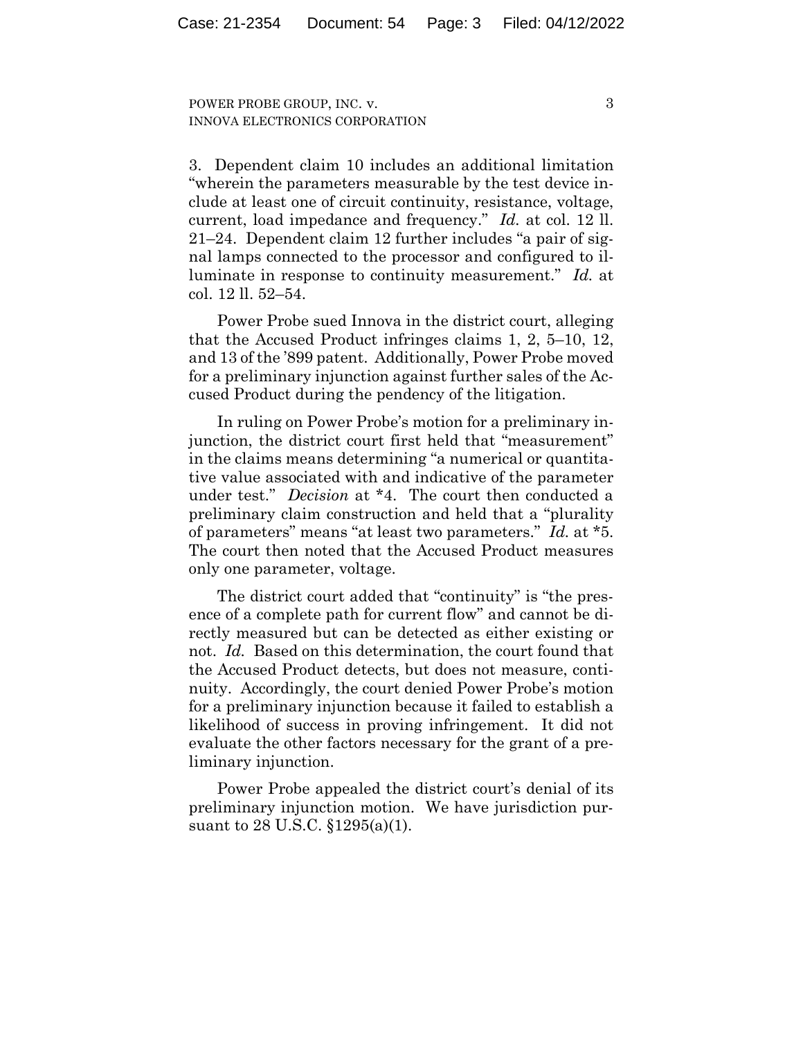3. Dependent claim 10 includes an additional limitation "wherein the parameters measurable by the test device include at least one of circuit continuity, resistance, voltage, current, load impedance and frequency." *Id.* at col. 12 ll. 21–24. Dependent claim 12 further includes "a pair of signal lamps connected to the processor and configured to illuminate in response to continuity measurement." *Id.* at col. 12 ll. 52–54.

Power Probe sued Innova in the district court, alleging that the Accused Product infringes claims 1, 2, 5–10, 12, and 13 of the '899 patent. Additionally, Power Probe moved for a preliminary injunction against further sales of the Accused Product during the pendency of the litigation.

In ruling on Power Probe's motion for a preliminary injunction, the district court first held that "measurement" in the claims means determining "a numerical or quantitative value associated with and indicative of the parameter under test." *Decision* at *4. The court then conducted a preliminary claim construction and held that a "plurality of parameters" means "at least two parameters." *Id.* at *5. The court then noted that the Accused Product measures only one parameter, voltage.

The district court added that "continuity" is "the presence of a complete path for current flow" and cannot be directly measured but can be detected as either existing or not. *Id.* Based on this determination, the court found that the Accused Product detects, but does not measure, continuity. Accordingly, the court denied Power Probe's motion for a preliminary injunction because it failed to establish a likelihood of success in proving infringement. It did not evaluate the other factors necessary for the grant of a preliminary injunction.

Power Probe appealed the district court's denial of its preliminary injunction motion. We have jurisdiction pursuant to 28 U.S.C. §1295(a)(1).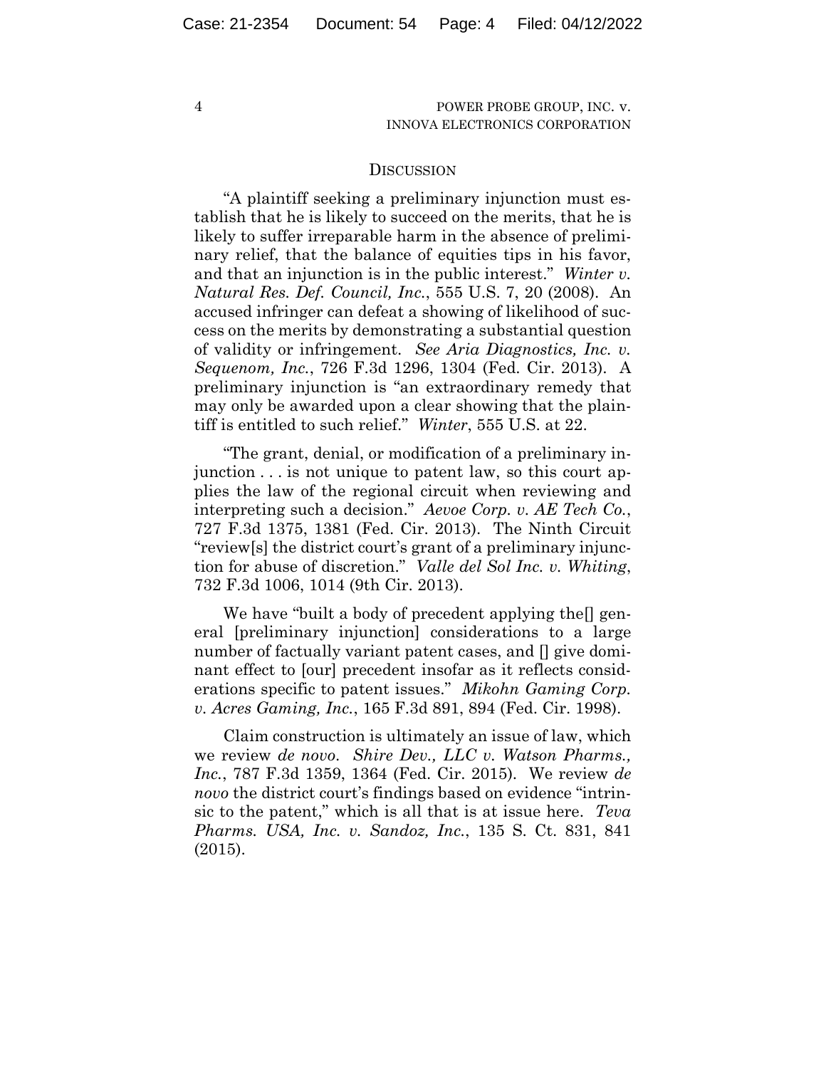## Discussion

"A plaintiff seeking a preliminary injunction must establish that he is likely to succeed on the merits, that he is likely to suffer irreparable harm in the absence of preliminary relief, that the balance of equities tips in his favor, and that an injunction is in the public interest." *Winter v. Natural Res. Def. Council, Inc.*, 555 U.S. 7, 20 (2008). An accused infringer can defeat a showing of likelihood of success on the merits by demonstrating a substantial question of validity or infringement. *See Aria Diagnostics, Inc. v. Sequenom, Inc.*, 726 F.3d 1296, 1304 (Fed. Cir. 2013). A preliminary injunction is "an extraordinary remedy that may only be awarded upon a clear showing that the plaintiff is entitled to such relief." *Winter*, 555 U.S. at 22.

"The grant, denial, or modification of a preliminary injunction . . . is not unique to patent law, so this court applies the law of the regional circuit when reviewing and interpreting such a decision." *Aevoe Corp. v. AE Tech Co.*, 727 F.3d 1375, 1381 (Fed. Cir. 2013). The Ninth Circuit "review[s] the district court's grant of a preliminary injunction for abuse of discretion." *Valle del Sol Inc. v. Whiting*, 732 F.3d 1006, 1014 (9th Cir. 2013).

We have "built a body of precedent applying the[] general [preliminary injunction] considerations to a large number of factually variant patent cases, and [] give dominant effect to [our] precedent insofar as it reflects considerations specific to patent issues." *Mikohn Gaming Corp. v. Acres Gaming, Inc.*, 165 F.3d 891, 894 (Fed. Cir. 1998).

Claim construction is ultimately an issue of law, which we review *de novo*. *Shire Dev., LLC v. Watson Pharms., Inc.*, 787 F.3d 1359, 1364 (Fed. Cir. 2015). We review *de novo* the district court's findings based on evidence "intrinsic to the patent," which is all that is at issue here. *Teva Pharms. USA, Inc. v. Sandoz, Inc.*, 135 S. Ct. 831, 841 (2015).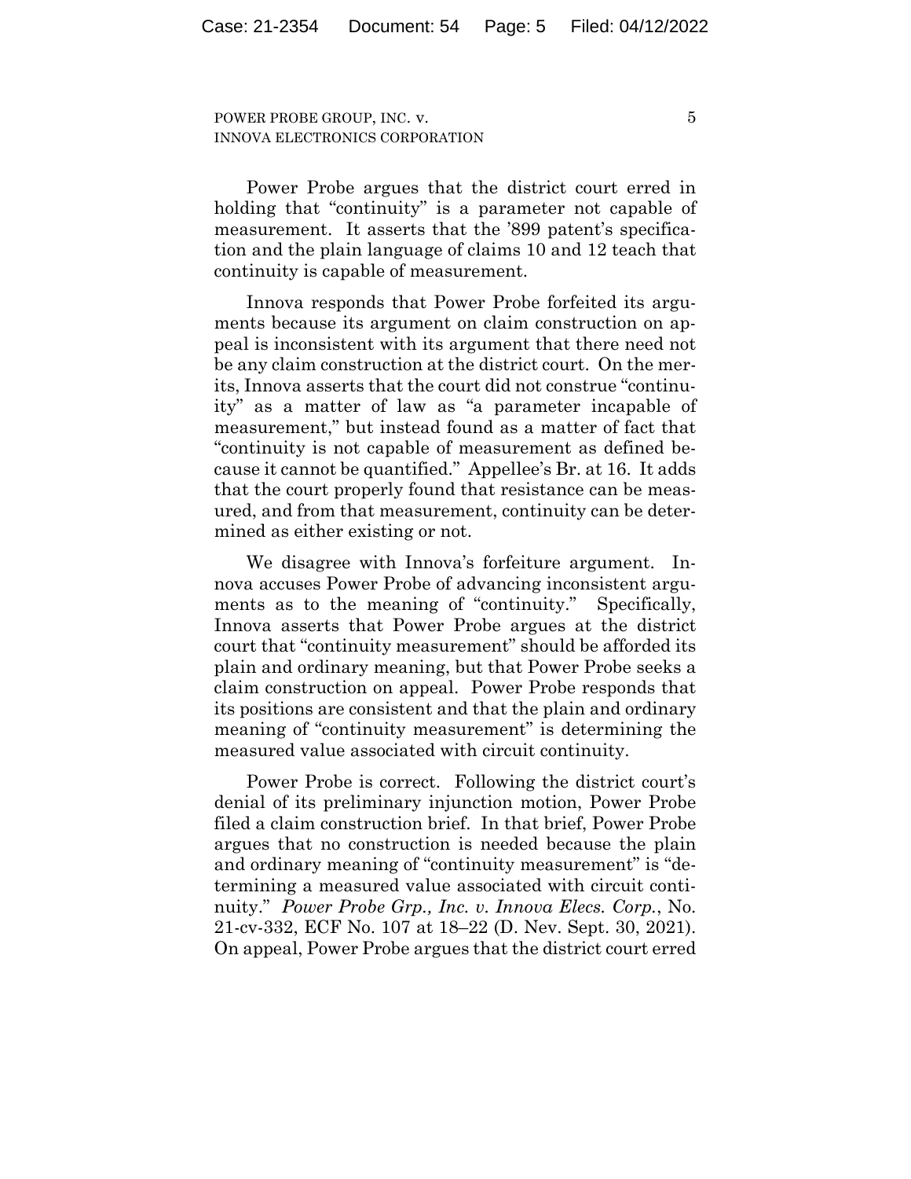Power Probe argues that the district court erred in holding that "continuity" is a parameter not capable of measurement. It asserts that the '899 patent's specification and the plain language of claims 10 and 12 teach that continuity is capable of measurement.

Innova responds that Power Probe forfeited its arguments because its argument on claim construction on appeal is inconsistent with its argument that there need not be any claim construction at the district court. On the merits, Innova asserts that the court did not construe "continuity" as a matter of law as "a parameter incapable of measurement," but instead found as a matter of fact that "continuity is not capable of measurement as defined because it cannot be quantified." Appellee's Br. at 16. It adds that the court properly found that resistance can be measured, and from that measurement, continuity can be determined as either existing or not.

We disagree with Innova's forfeiture argument. Innova accuses Power Probe of advancing inconsistent arguments as to the meaning of "continuity." Specifically, Innova asserts that Power Probe argues at the district court that "continuity measurement" should be afforded its plain and ordinary meaning, but that Power Probe seeks a claim construction on appeal. Power Probe responds that its positions are consistent and that the plain and ordinary meaning of "continuity measurement" is determining the measured value associated with circuit continuity.

Power Probe is correct. Following the district court's denial of its preliminary injunction motion, Power Probe filed a claim construction brief. In that brief, Power Probe argues that no construction is needed because the plain and ordinary meaning of "continuity measurement" is "determining a measured value associated with circuit continuity." *Power Probe Grp., Inc. v. Innova Elecs. Corp.*, No. 21-cv-332, ECF No. 107 at 18–22 (D. Nev. Sept. 30, 2021). On appeal, Power Probe argues that the district court erred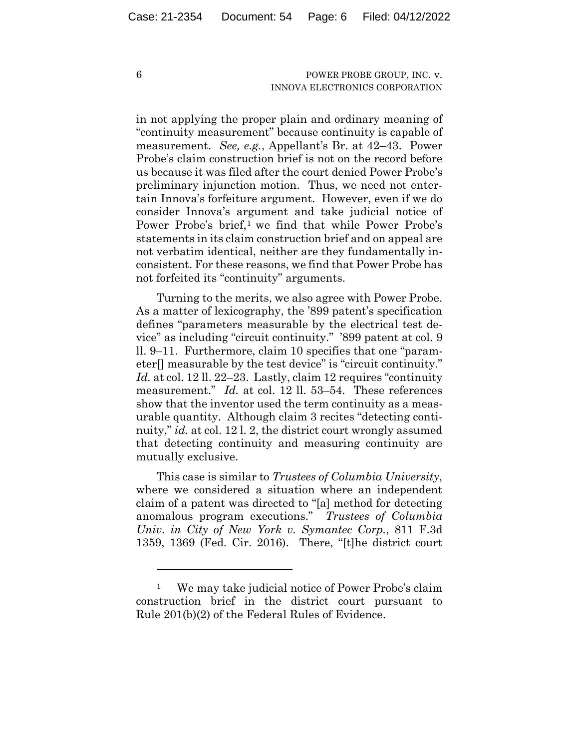in not applying the proper plain and ordinary meaning of "continuity measurement" because continuity is capable of measurement. *See, e.g.*, Appellant's Br. at 42–43. Power Probe's claim construction brief is not on the record before us because it was filed after the court denied Power Probe's preliminary injunction motion. Thus, we need not entertain Innova's forfeiture argument. However, even if we do consider Innova's argument and take judicial notice of Power Probe's brief,[1] we find that while Power Probe's statements in its claim construction brief and on appeal are not verbatim identical, neither are they fundamentally inconsistent. For these reasons, we find that Power Probe has not forfeited its "continuity" arguments.

Turning to the merits, we also agree with Power Probe. As a matter of lexicography, the '899 patent's specification defines "parameters measurable by the electrical test device" as including "circuit continuity." '899 patent at col. 9 ll. 9–11. Furthermore, claim 10 specifies that one "parameter[] measurable by the test device" is "circuit continuity." *Id.* at col. 12 ll. 22–23. Lastly, claim 12 requires "continuity measurement." *Id.* at col. 12 ll. 53–54. These references show that the inventor used the term continuity as a measurable quantity. Although claim 3 recites "detecting continuity," *id.* at col. 12 l. 2, the district court wrongly assumed that detecting continuity and measuring continuity are mutually exclusive.

This case is similar to *Trustees of Columbia University*, where we considered a situation where an independent claim of a patent was directed to "[a] method for detecting anomalous program executions." *Trustees of Columbia Univ. in City of New York v. Symantec Corp.*, 811 F.3d 1359, 1369 (Fed. Cir. 2016). There, "[t]he district court

---

[1] We may take judicial notice of Power Probe's claim construction brief in the district court pursuant to Rule 201(b)(2) of the Federal Rules of Evidence.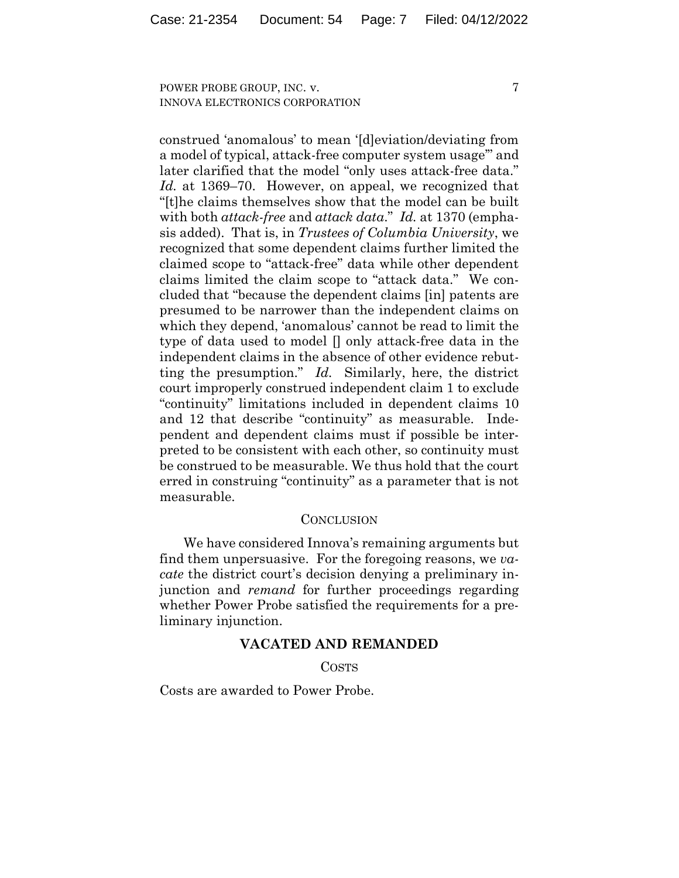construed 'anomalous' to mean '[d]eviation/deviating from a model of typical, attack-free computer system usage'" and later clarified that the model "only uses attack-free data." *Id.* at 1369–70. However, on appeal, we recognized that "[t]he claims themselves show that the model can be built with both *attack-free* and *attack data*." *Id.* at 1370 (emphasis added). That is, in *Trustees of Columbia University*, we recognized that some dependent claims further limited the claimed scope to "attack-free" data while other dependent claims limited the claim scope to "attack data." We concluded that "because the dependent claims [in] patents are presumed to be narrower than the independent claims on which they depend, 'anomalous' cannot be read to limit the type of data used to model [] only attack-free data in the independent claims in the absence of other evidence rebutting the presumption." *Id.* Similarly, here, the district court improperly construed independent claim 1 to exclude "continuity" limitations included in dependent claims 10 and 12 that describe "continuity" as measurable. Independent and dependent claims must if possible be interpreted to be consistent with each other, so continuity must be construed to be measurable. We thus hold that the court erred in construing "continuity" as a parameter that is not measurable.

## CONCLUSION

We have considered Innova's remaining arguments but find them unpersuasive. For the foregoing reasons, we *vacate* the district court's decision denying a preliminary injunction and *remand* for further proceedings regarding whether Power Probe satisfied the requirements for a preliminary injunction.

## VACATED AND REMANDED

## COSTS

Costs are awarded to Power Probe.